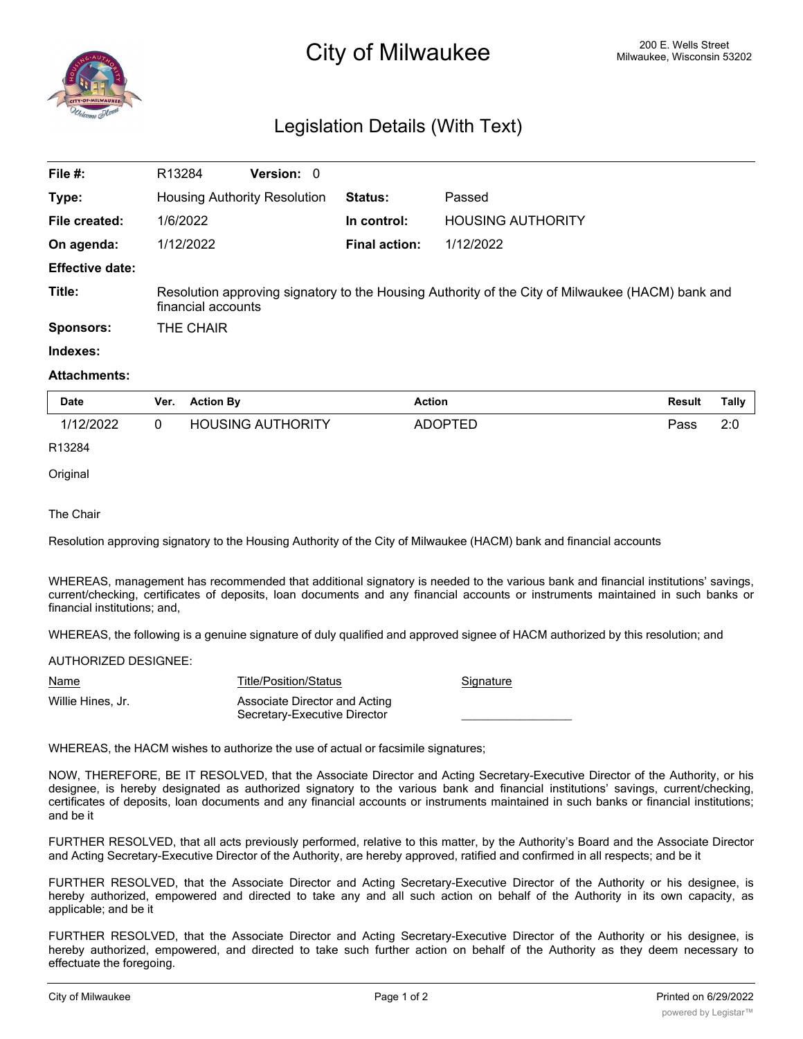# City of Milwaukee

200 E. Wells Street
Milwaukee, Wisconsin 53202

## Legislation Details (With Text)

| | | | |
|---|---|---|---|
| **File #:** | R13284 **Version:** 0 | | |
| **Type:** | Housing Authority Resolution | **Status:** | Passed |
| **File created:** | 1/6/2022 | **In control:** | HOUSING AUTHORITY |
| **On agenda:** | 1/12/2022 | **Final action:** | 1/12/2022 |
| **Effective date:** | | | |
| **Title:** | Resolution approving signatory to the Housing Authority of the City of Milwaukee (HACM) bank and financial accounts | | |
| **Sponsors:** | THE CHAIR | | |
| **Indexes:** | | | |
| **Attachments:** | | | |

| Date | Ver. | Action By | Action | Result | Tally |
|---|---|---|---|---|---|
| 1/12/2022 | 0 | HOUSING AUTHORITY | ADOPTED | Pass | 2:0 |

R13284

Original

The Chair

Resolution approving signatory to the Housing Authority of the City of Milwaukee (HACM) bank and financial accounts

WHEREAS, management has recommended that additional signatory is needed to the various bank and financial institutions' savings, current/checking, certificates of deposits, loan documents and any financial accounts or instruments maintained in such banks or financial institutions; and,

WHEREAS, the following is a genuine signature of duly qualified and approved signee of HACM authorized by this resolution; and

AUTHORIZED DESIGNEE:

| Name | Title/Position/Status | Signature |
|---|---|---|
| Willie Hines, Jr. | Associate Director and Acting Secretary-Executive Director | ________________ |

WHEREAS, the HACM wishes to authorize the use of actual or facsimile signatures;

NOW, THEREFORE, BE IT RESOLVED, that the Associate Director and Acting Secretary-Executive Director of the Authority, or his designee, is hereby designated as authorized signatory to the various bank and financial institutions' savings, current/checking, certificates of deposits, loan documents and any financial accounts or instruments maintained in such banks or financial institutions; and be it

FURTHER RESOLVED, that all acts previously performed, relative to this matter, by the Authority's Board and the Associate Director and Acting Secretary-Executive Director of the Authority, are hereby approved, ratified and confirmed in all respects; and be it

FURTHER RESOLVED, that the Associate Director and Acting Secretary-Executive Director of the Authority or his designee, is hereby authorized, empowered and directed to take any and all such action on behalf of the Authority in its own capacity, as applicable; and be it

FURTHER RESOLVED, that the Associate Director and Acting Secretary-Executive Director of the Authority or his designee, is hereby authorized, empowered, and directed to take such further action on behalf of the Authority as they deem necessary to effectuate the foregoing.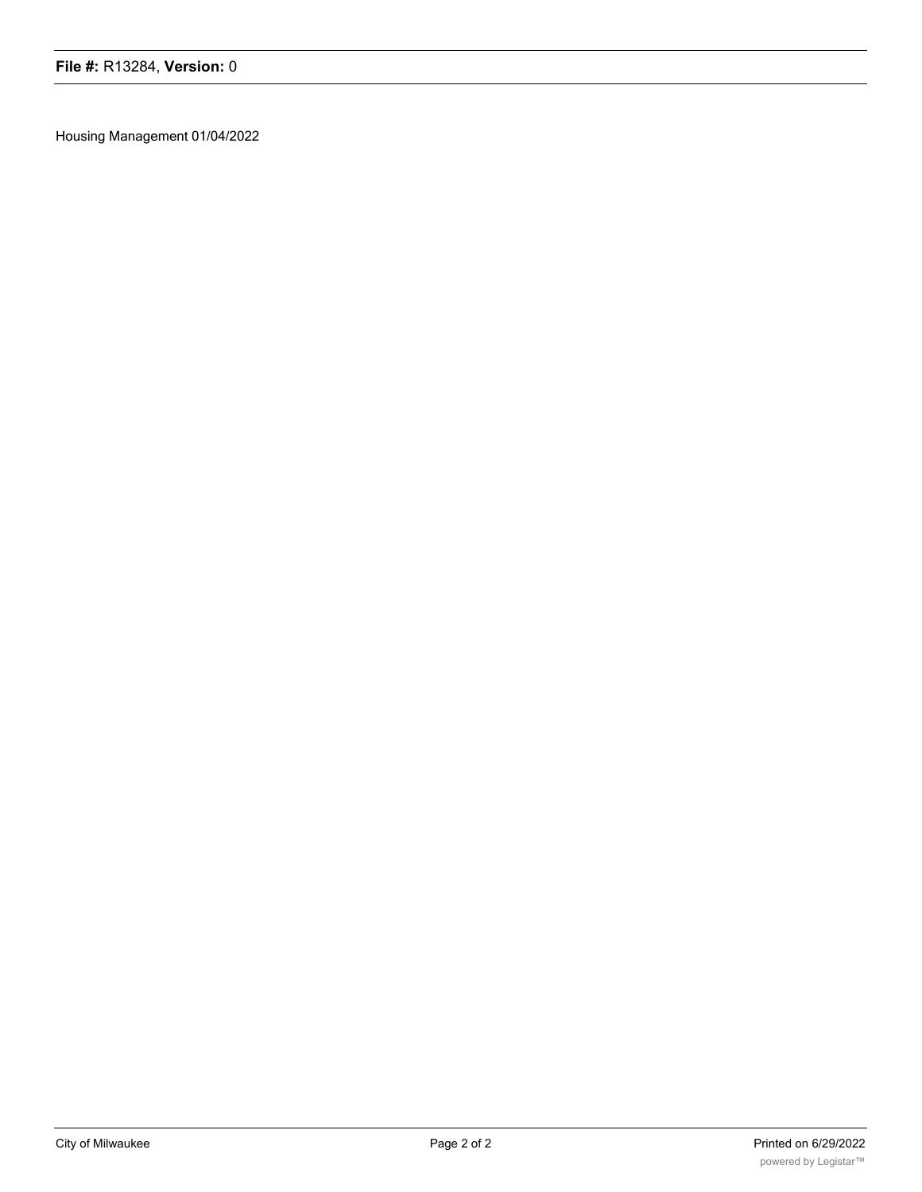Housing Management 01/04/2022